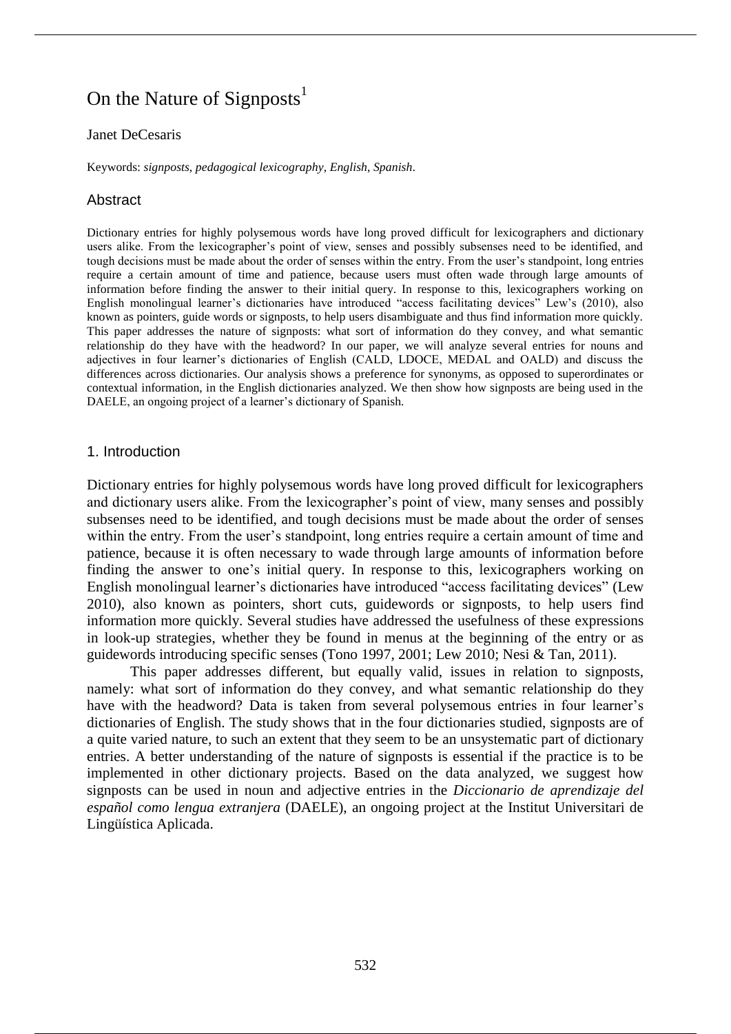# On the Nature of Signposts[1]

Janet DeCesaris

Keywords: *signposts*, *pedagogical lexicography*, *English*, *Spanish*.

## Abstract

Dictionary entries for highly polysemous words have long proved difficult for lexicographers and dictionary users alike. From the lexicographer's point of view, senses and possibly subsenses need to be identified, and tough decisions must be made about the order of senses within the entry. From the user's standpoint, long entries require a certain amount of time and patience, because users must often wade through large amounts of information before finding the answer to their initial query. In response to this, lexicographers working on English monolingual learner's dictionaries have introduced "access facilitating devices" Lew's (2010), also known as pointers, guide words or signposts, to help users disambiguate and thus find information more quickly. This paper addresses the nature of signposts: what sort of information do they convey, and what semantic relationship do they have with the headword? In our paper, we will analyze several entries for nouns and adjectives in four learner's dictionaries of English (CALD, LDOCE, MEDAL and OALD) and discuss the differences across dictionaries. Our analysis shows a preference for synonyms, as opposed to superordinates or contextual information, in the English dictionaries analyzed. We then show how signposts are being used in the DAELE, an ongoing project of a learner's dictionary of Spanish.

## 1. Introduction

Dictionary entries for highly polysemous words have long proved difficult for lexicographers and dictionary users alike. From the lexicographer's point of view, many senses and possibly subsenses need to be identified, and tough decisions must be made about the order of senses within the entry. From the user's standpoint, long entries require a certain amount of time and patience, because it is often necessary to wade through large amounts of information before finding the answer to one's initial query. In response to this, lexicographers working on English monolingual learner's dictionaries have introduced "access facilitating devices" (Lew 2010), also known as pointers, short cuts, guidewords or signposts, to help users find information more quickly. Several studies have addressed the usefulness of these expressions in look-up strategies, whether they be found in menus at the beginning of the entry or as guidewords introducing specific senses (Tono 1997, 2001; Lew 2010; Nesi & Tan, 2011).

This paper addresses different, but equally valid, issues in relation to signposts, namely: what sort of information do they convey, and what semantic relationship do they have with the headword? Data is taken from several polysemous entries in four learner's dictionaries of English. The study shows that in the four dictionaries studied, signposts are of a quite varied nature, to such an extent that they seem to be an unsystematic part of dictionary entries. A better understanding of the nature of signposts is essential if the practice is to be implemented in other dictionary projects. Based on the data analyzed, we suggest how signposts can be used in noun and adjective entries in the *Diccionario de aprendizaje del español como lengua extranjera* (DAELE), an ongoing project at the Institut Universitari de Lingüística Aplicada.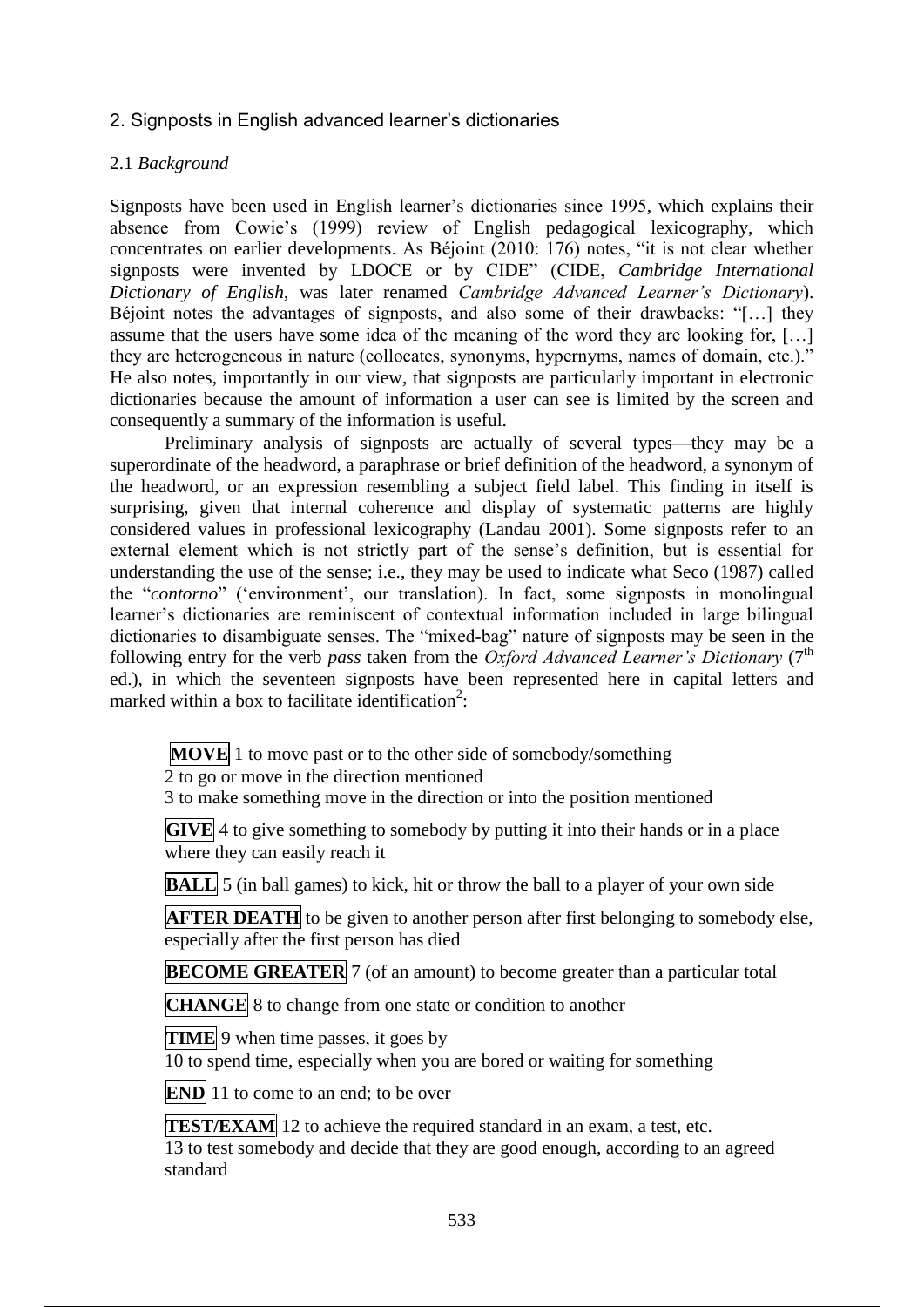## 2. Signposts in English advanced learner's dictionaries

### 2.1 *Background*

Signposts have been used in English learner's dictionaries since 1995, which explains their absence from Cowie's (1999) review of English pedagogical lexicography, which concentrates on earlier developments. As Béjoint (2010: 176) notes, "it is not clear whether signposts were invented by LDOCE or by CIDE" (CIDE, *Cambridge International Dictionary of English*, was later renamed *Cambridge Advanced Learner's Dictionary*). Béjoint notes the advantages of signposts, and also some of their drawbacks: "[…] they assume that the users have some idea of the meaning of the word they are looking for, […] they are heterogeneous in nature (collocates, synonyms, hypernyms, names of domain, etc.)." He also notes, importantly in our view, that signposts are particularly important in electronic dictionaries because the amount of information a user can see is limited by the screen and consequently a summary of the information is useful.

Preliminary analysis of signposts are actually of several types—they may be a superordinate of the headword, a paraphrase or brief definition of the headword, a synonym of the headword, or an expression resembling a subject field label. This finding in itself is surprising, given that internal coherence and display of systematic patterns are highly considered values in professional lexicography (Landau 2001). Some signposts refer to an external element which is not strictly part of the sense's definition, but is essential for understanding the use of the sense; i.e., they may be used to indicate what Seco (1987) called the "*contorno*" ('environment', our translation). In fact, some signposts in monolingual learner's dictionaries are reminiscent of contextual information included in large bilingual dictionaries to disambiguate senses. The "mixed-bag" nature of signposts may be seen in the following entry for the verb *pass* taken from the *Oxford Advanced Learner's Dictionary* (7th ed.), in which the seventeen signposts have been represented here in capital letters and marked within a box to facilitate identification[2]:

**MOVE** 1 to move past or to the other side of somebody/something
2 to go or move in the direction mentioned
3 to make something move in the direction or into the position mentioned

**GIVE** 4 to give something to somebody by putting it into their hands or in a place where they can easily reach it

**BALL** 5 (in ball games) to kick, hit or throw the ball to a player of your own side

**AFTER DEATH** to be given to another person after first belonging to somebody else, especially after the first person has died

**BECOME GREATER** 7 (of an amount) to become greater than a particular total

**CHANGE** 8 to change from one state or condition to another

**TIME** 9 when time passes, it goes by
10 to spend time, especially when you are bored or waiting for something

**END** 11 to come to an end; to be over

**TEST/EXAM** 12 to achieve the required standard in an exam, a test, etc.
13 to test somebody and decide that they are good enough, according to an agreed standard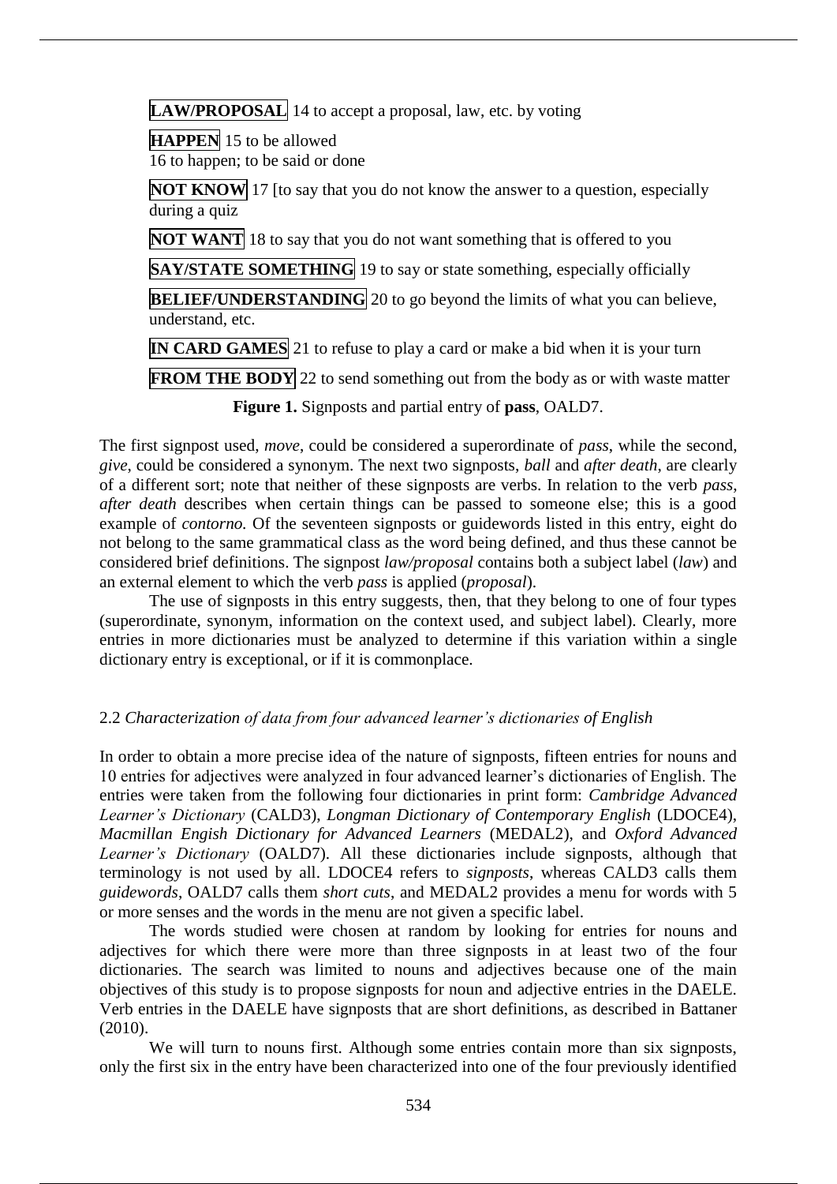**LAW/PROPOSAL** 14 to accept a proposal, law, etc. by voting

**HAPPEN** 15 to be allowed
16 to happen; to be said or done

**NOT KNOW** 17 [to say that you do not know the answer to a question, especially during a quiz

**NOT WANT** 18 to say that you do not want something that is offered to you

**SAY/STATE SOMETHING** 19 to say or state something, especially officially

**BELIEF/UNDERSTANDING** 20 to go beyond the limits of what you can believe, understand, etc.

**IN CARD GAMES** 21 to refuse to play a card or make a bid when it is your turn

**FROM THE BODY** 22 to send something out from the body as or with waste matter

**Figure 1.** Signposts and partial entry of **pass**, OALD7.

The first signpost used, *move*, could be considered a superordinate of *pass*, while the second, *give*, could be considered a synonym. The next two signposts, *ball* and *after death*, are clearly of a different sort; note that neither of these signposts are verbs. In relation to the verb *pass*, *after death* describes when certain things can be passed to someone else; this is a good example of *contorno.* Of the seventeen signposts or guidewords listed in this entry, eight do not belong to the same grammatical class as the word being defined, and thus these cannot be considered brief definitions. The signpost *law/proposal* contains both a subject label (*law*) and an external element to which the verb *pass* is applied (*proposal*).

The use of signposts in this entry suggests, then, that they belong to one of four types (superordinate, synonym, information on the context used, and subject label). Clearly, more entries in more dictionaries must be analyzed to determine if this variation within a single dictionary entry is exceptional, or if it is commonplace.

### 2.2 *Characterization of data from four advanced learner's dictionaries of English*

In order to obtain a more precise idea of the nature of signposts, fifteen entries for nouns and 10 entries for adjectives were analyzed in four advanced learner's dictionaries of English. The entries were taken from the following four dictionaries in print form: *Cambridge Advanced Learner's Dictionary* (CALD3), *Longman Dictionary of Contemporary English* (LDOCE4), *Macmillan Engish Dictionary for Advanced Learners* (MEDAL2), and *Oxford Advanced Learner's Dictionary* (OALD7). All these dictionaries include signposts, although that terminology is not used by all. LDOCE4 refers to *signposts*, whereas CALD3 calls them *guidewords*, OALD7 calls them *short cuts*, and MEDAL2 provides a menu for words with 5 or more senses and the words in the menu are not given a specific label.

The words studied were chosen at random by looking for entries for nouns and adjectives for which there were more than three signposts in at least two of the four dictionaries. The search was limited to nouns and adjectives because one of the main objectives of this study is to propose signposts for noun and adjective entries in the DAELE. Verb entries in the DAELE have signposts that are short definitions, as described in Battaner (2010).

We will turn to nouns first. Although some entries contain more than six signposts, only the first six in the entry have been characterized into one of the four previously identified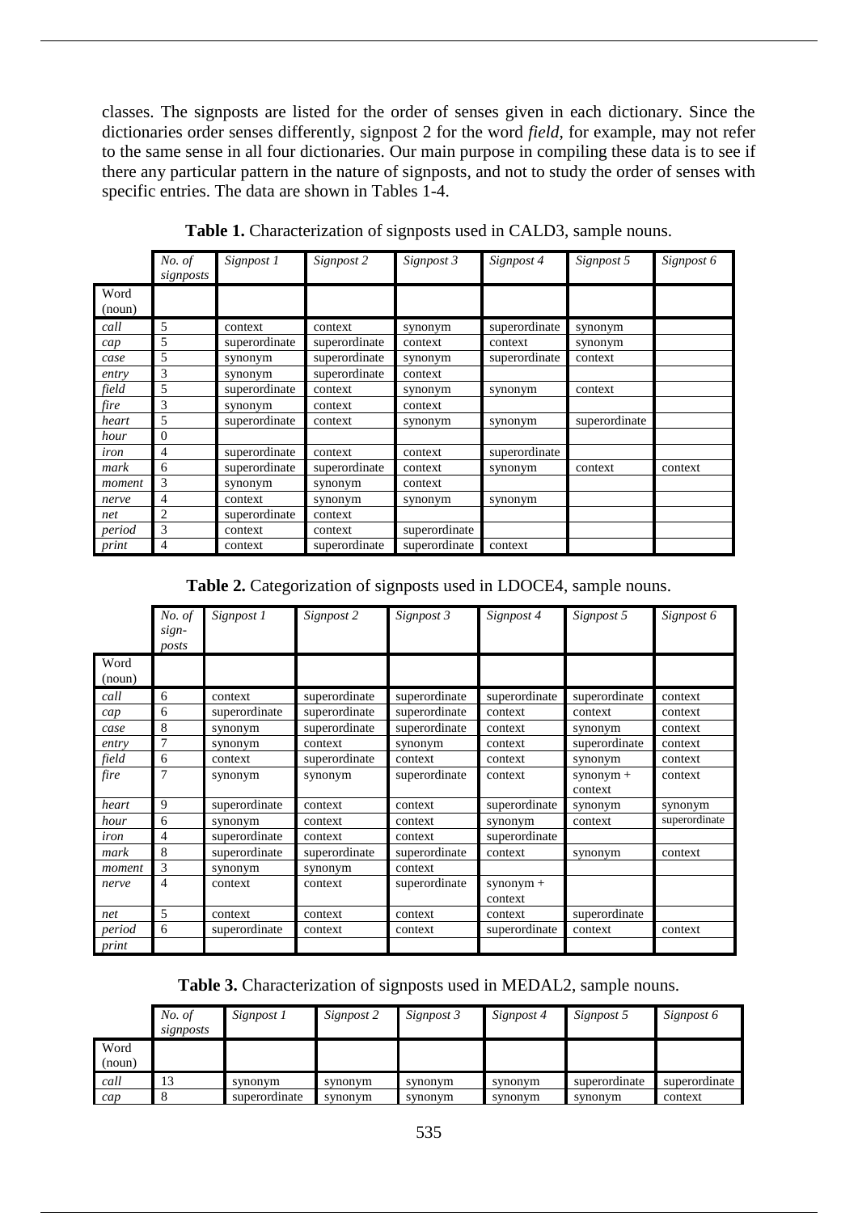classes. The signposts are listed for the order of senses given in each dictionary. Since the dictionaries order senses differently, signpost 2 for the word *field*, for example, may not refer to the same sense in all four dictionaries. Our main purpose in compiling these data is to see if there any particular pattern in the nature of signposts, and not to study the order of senses with specific entries. The data are shown in Tables 1-4.

**Table 1.** Characterization of signposts used in CALD3, sample nouns.

| | *No. of signposts* | *Signpost 1* | *Signpost 2* | *Signpost 3* | *Signpost 4* | *Signpost 5* | *Signpost 6* |
|---|---|---|---|---|---|---|---|
| Word (noun) | | | | | | | |
| *call* | 5 | context | context | synonym | superordinate | synonym | |
| *cap* | 5 | superordinate | superordinate | context | context | synonym | |
| *case* | 5 | synonym | superordinate | synonym | superordinate | context | |
| *entry* | 3 | synonym | superordinate | context | | | |
| *field* | 5 | superordinate | context | synonym | synonym | context | |
| *fire* | 3 | synonym | context | context | | | |
| *heart* | 5 | superordinate | context | synonym | synonym | superordinate | |
| *hour* | 0 | | | | | | |
| *iron* | 4 | superordinate | context | context | superordinate | | |
| *mark* | 6 | superordinate | superordinate | context | synonym | context | context |
| *moment* | 3 | synonym | synonym | context | | | |
| *nerve* | 4 | context | synonym | synonym | synonym | | |
| *net* | 2 | superordinate | context | | | | |
| *period* | 3 | context | context | superordinate | | | |
| *print* | 4 | context | superordinate | superordinate | context | | |

**Table 2.** Categorization of signposts used in LDOCE4, sample nouns.

| | *No. of sign-posts* | *Signpost 1* | *Signpost 2* | *Signpost 3* | *Signpost 4* | *Signpost 5* | *Signpost 6* |
|---|---|---|---|---|---|---|---|
| Word (noun) | | | | | | | |
| *call* | 6 | context | superordinate | superordinate | superordinate | superordinate | context |
| *cap* | 6 | superordinate | superordinate | superordinate | context | context | context |
| *case* | 8 | synonym | superordinate | superordinate | context | synonym | context |
| *entry* | 7 | synonym | context | synonym | context | superordinate | context |
| *field* | 6 | context | superordinate | context | context | synonym | context |
| *fire* | 7 | synonym | synonym | superordinate | context | synonym + context | context |
| *heart* | 9 | superordinate | context | context | superordinate | synonym | synonym |
| *hour* | 6 | synonym | context | context | synonym | context | superordinate |
| *iron* | 4 | superordinate | context | context | superordinate | | |
| *mark* | 8 | superordinate | superordinate | superordinate | context | synonym | context |
| *moment* | 3 | synonym | synonym | context | | | |
| *nerve* | 4 | context | context | superordinate | synonym + context | | |
| *net* | 5 | context | context | context | context | superordinate | |
| *period* | 6 | superordinate | context | context | superordinate | context | context |
| *print* | | | | | | | |

**Table 3.** Characterization of signposts used in MEDAL2, sample nouns.

| | *No. of signposts* | *Signpost 1* | *Signpost 2* | *Signpost 3* | *Signpost 4* | *Signpost 5* | *Signpost 6* |
|---|---|---|---|---|---|---|---|
| Word (noun) | | | | | | | |
| *call* | 13 | synonym | synonym | synonym | synonym | superordinate | superordinate |
| *cap* | 8 | superordinate | synonym | synonym | synonym | synonym | context |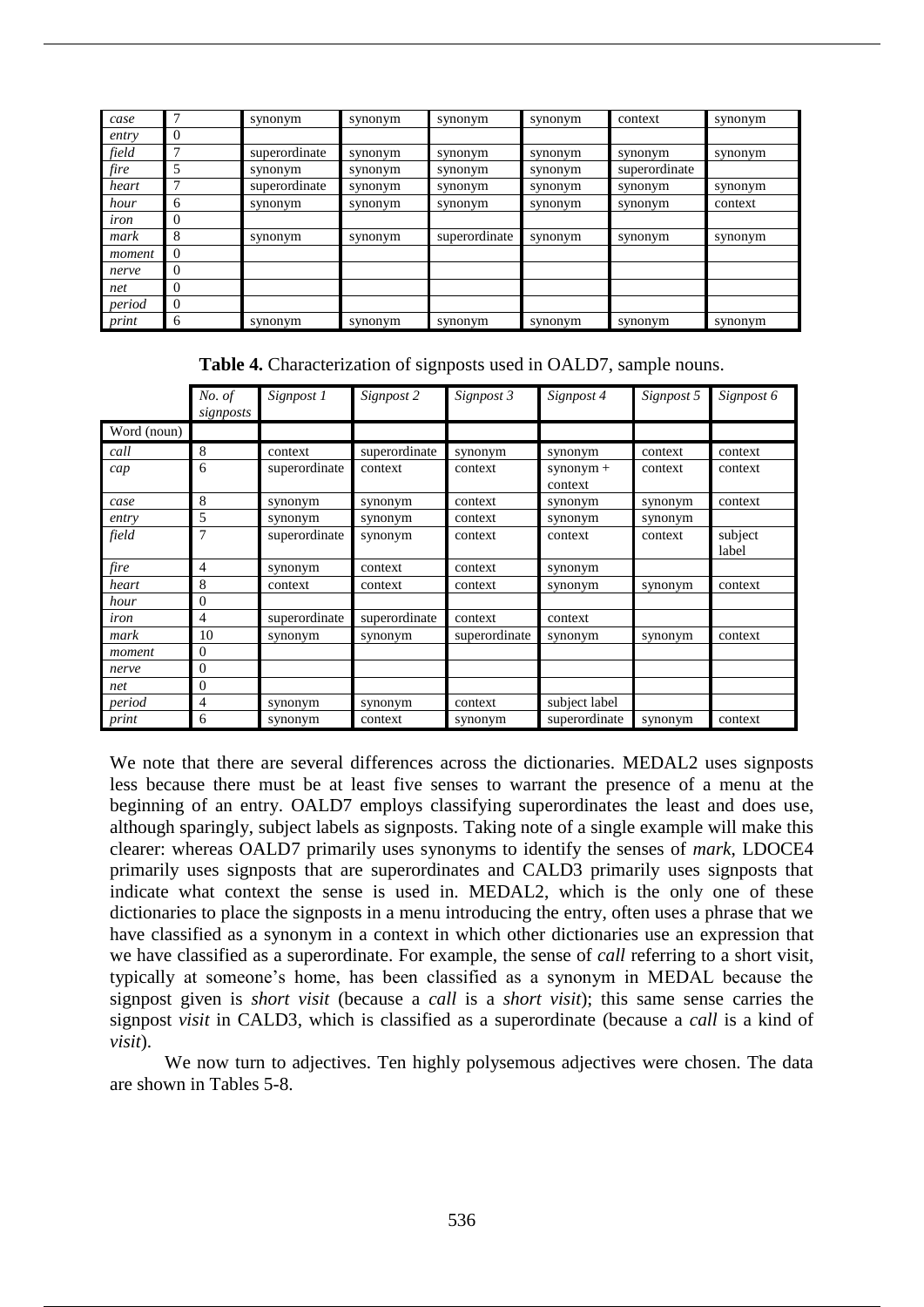| | | | | | | | |
|---|---|---|---|---|---|---|---|
| *case* | 7 | synonym | synonym | synonym | synonym | context | synonym |
| *entry* | 0 | | | | | | |
| *field* | 7 | superordinate | synonym | synonym | synonym | synonym | synonym |
| *fire* | 5 | synonym | synonym | synonym | synonym | superordinate | |
| *heart* | 7 | superordinate | synonym | synonym | synonym | synonym | synonym |
| *hour* | 6 | synonym | synonym | synonym | synonym | synonym | context |
| *iron* | 0 | | | | | | |
| *mark* | 8 | synonym | synonym | superordinate | synonym | synonym | synonym |
| *moment* | 0 | | | | | | |
| *nerve* | 0 | | | | | | |
| *net* | 0 | | | | | | |
| *period* | 0 | | | | | | |
| *print* | 6 | synonym | synonym | synonym | synonym | synonym | synonym |

**Table 4.** Characterization of signposts used in OALD7, sample nouns.

| | *No. of signposts* | *Signpost 1* | *Signpost 2* | *Signpost 3* | *Signpost 4* | *Signpost 5* | *Signpost 6* |
|---|---|---|---|---|---|---|---|
| Word (noun) | | | | | | | |
| *call* | 8 | context | superordinate | synonym | synonym | context | context |
| *cap* | 6 | superordinate | context | context | synonym + context | context | context |
| *case* | 8 | synonym | synonym | context | synonym | synonym | context |
| *entry* | 5 | synonym | synonym | context | synonym | synonym | |
| *field* | 7 | superordinate | synonym | context | context | context | subject label |
| *fire* | 4 | synonym | context | context | synonym | | |
| *heart* | 8 | context | context | context | synonym | synonym | context |
| *hour* | 0 | | | | | | |
| *iron* | 4 | superordinate | superordinate | context | context | | |
| *mark* | 10 | synonym | synonym | superordinate | synonym | synonym | context |
| *moment* | 0 | | | | | | |
| *nerve* | 0 | | | | | | |
| *net* | 0 | | | | | | |
| *period* | 4 | synonym | synonym | context | subject label | | |
| *print* | 6 | synonym | context | synonym | superordinate | synonym | context |

We note that there are several differences across the dictionaries. MEDAL2 uses signposts less because there must be at least five senses to warrant the presence of a menu at the beginning of an entry. OALD7 employs classifying superordinates the least and does use, although sparingly, subject labels as signposts. Taking note of a single example will make this clearer: whereas OALD7 primarily uses synonyms to identify the senses of *mark*, LDOCE4 primarily uses signposts that are superordinates and CALD3 primarily uses signposts that indicate what context the sense is used in. MEDAL2, which is the only one of these dictionaries to place the signposts in a menu introducing the entry, often uses a phrase that we have classified as a synonym in a context in which other dictionaries use an expression that we have classified as a superordinate. For example, the sense of *call* referring to a short visit, typically at someone's home, has been classified as a synonym in MEDAL because the signpost given is *short visit* (because a *call* is a *short visit*); this same sense carries the signpost *visit* in CALD3, which is classified as a superordinate (because a *call* is a kind of *visit*).

We now turn to adjectives. Ten highly polysemous adjectives were chosen. The data are shown in Tables 5-8.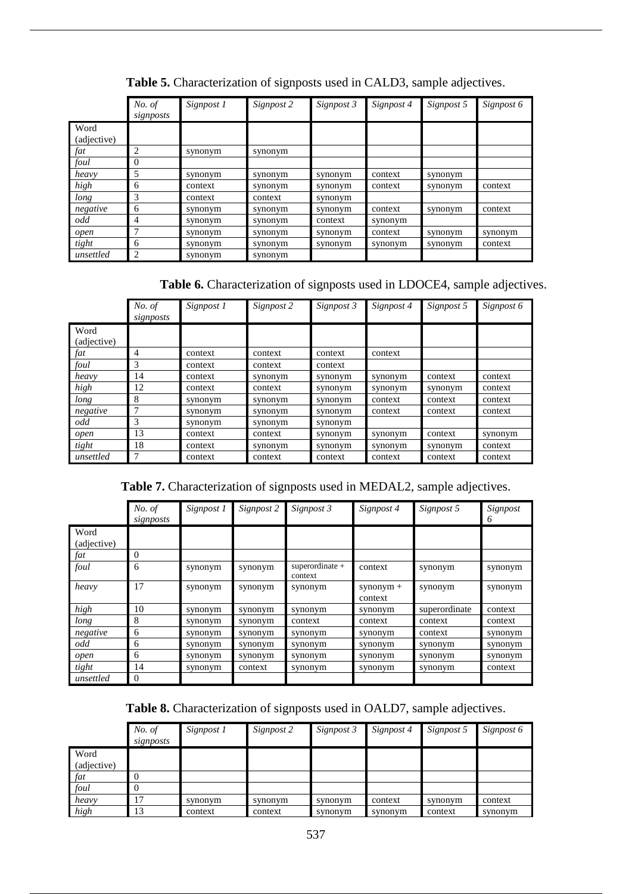**Table 5.** Characterization of signposts used in CALD3, sample adjectives.

| | *No. of signposts* | *Signpost 1* | *Signpost 2* | *Signpost 3* | *Signpost 4* | *Signpost 5* | *Signpost 6* |
|---|---|---|---|---|---|---|---|
| Word (adjective) | | | | | | | |
| *fat* | 2 | synonym | synonym | | | | |
| *foul* | 0 | | | | | | |
| *heavy* | 5 | synonym | synonym | synonym | context | synonym | |
| *high* | 6 | context | synonym | synonym | context | synonym | context |
| *long* | 3 | context | context | synonym | | | |
| *negative* | 6 | synonym | synonym | synonym | context | synonym | context |
| *odd* | 4 | synonym | synonym | context | synonym | | |
| *open* | 7 | synonym | synonym | synonym | context | synonym | synonym |
| *tight* | 6 | synonym | synonym | synonym | synonym | synonym | context |
| *unsettled* | 2 | synonym | synonym | | | | |

**Table 6.** Characterization of signposts used in LDOCE4, sample adjectives.

| | *No. of signposts* | *Signpost 1* | *Signpost 2* | *Signpost 3* | *Signpost 4* | *Signpost 5* | *Signpost 6* |
|---|---|---|---|---|---|---|---|
| Word (adjective) | | | | | | | |
| *fat* | 4 | context | context | context | context | | |
| *foul* | 3 | context | context | context | | | |
| *heavy* | 14 | context | synonym | synonym | synonym | context | context |
| *high* | 12 | context | context | synonym | synonym | synonym | context |
| *long* | 8 | synonym | synonym | synonym | context | context | context |
| *negative* | 7 | synonym | synonym | synonym | context | context | context |
| *odd* | 3 | synonym | synonym | synonym | | | |
| *open* | 13 | context | context | synonym | synonym | context | synonym |
| *tight* | 18 | context | synonym | synonym | synonym | synonym | context |
| *unsettled* | 7 | context | context | context | context | context | context |

**Table 7.** Characterization of signposts used in MEDAL2, sample adjectives.

| | *No. of signposts* | *Signpost 1* | *Signpost 2* | *Signpost 3* | *Signpost 4* | *Signpost 5* | *Signpost 6* |
|---|---|---|---|---|---|---|---|
| Word (adjective) | | | | | | | |
| *fat* | 0 | | | | | | |
| *foul* | 6 | synonym | synonym | superordinate + context | context | synonym | synonym |
| *heavy* | 17 | synonym | synonym | synonym | synonym + context | synonym | synonym |
| *high* | 10 | synonym | synonym | synonym | synonym | superordinate | context |
| *long* | 8 | synonym | synonym | context | context | context | context |
| *negative* | 6 | synonym | synonym | synonym | synonym | context | synonym |
| *odd* | 6 | synonym | synonym | synonym | synonym | synonym | synonym |
| *open* | 6 | synonym | synonym | synonym | synonym | synonym | synonym |
| *tight* | 14 | synonym | context | synonym | synonym | synonym | context |
| *unsettled* | 0 | | | | | | |

**Table 8.** Characterization of signposts used in OALD7, sample adjectives.

| | *No. of signposts* | *Signpost 1* | *Signpost 2* | *Signpost 3* | *Signpost 4* | *Signpost 5* | *Signpost 6* |
|---|---|---|---|---|---|---|---|
| Word (adjective) | | | | | | | |
| *fat* | 0 | | | | | | |
| *foul* | 0 | | | | | | |
| *heavy* | 17 | synonym | synonym | synonym | context | synonym | context |
| *high* | 13 | context | context | synonym | synonym | context | synonym |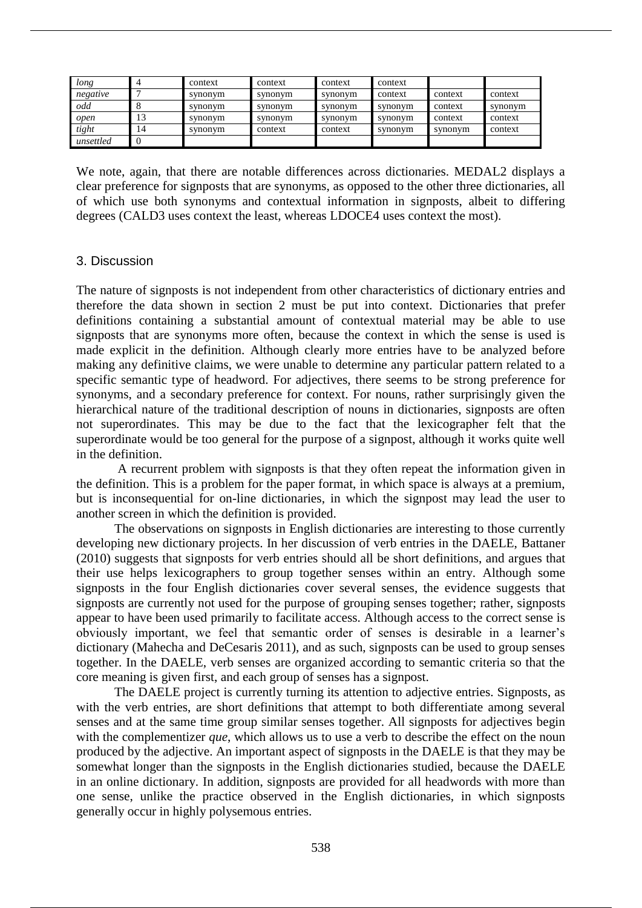| *long* | 4 | context | context | context | context | | |
|---|---|---|---|---|---|---|---|
| *negative* | 7 | synonym | synonym | synonym | context | context | context |
| *odd* | 8 | synonym | synonym | synonym | synonym | context | synonym |
| *open* | 13 | synonym | synonym | synonym | synonym | context | context |
| *tight* | 14 | synonym | context | context | synonym | synonym | context |
| *unsettled* | 0 | | | | | | |

We note, again, that there are notable differences across dictionaries. MEDAL2 displays a clear preference for signposts that are synonyms, as opposed to the other three dictionaries, all of which use both synonyms and contextual information in signposts, albeit to differing degrees (CALD3 uses context the least, whereas LDOCE4 uses context the most).

## 3. Discussion

The nature of signposts is not independent from other characteristics of dictionary entries and therefore the data shown in section 2 must be put into context. Dictionaries that prefer definitions containing a substantial amount of contextual material may be able to use signposts that are synonyms more often, because the context in which the sense is used is made explicit in the definition. Although clearly more entries have to be analyzed before making any definitive claims, we were unable to determine any particular pattern related to a specific semantic type of headword. For adjectives, there seems to be strong preference for synonyms, and a secondary preference for context. For nouns, rather surprisingly given the hierarchical nature of the traditional description of nouns in dictionaries, signposts are often not superordinates. This may be due to the fact that the lexicographer felt that the superordinate would be too general for the purpose of a signpost, although it works quite well in the definition.

A recurrent problem with signposts is that they often repeat the information given in the definition. This is a problem for the paper format, in which space is always at a premium, but is inconsequential for on-line dictionaries, in which the signpost may lead the user to another screen in which the definition is provided.

The observations on signposts in English dictionaries are interesting to those currently developing new dictionary projects. In her discussion of verb entries in the DAELE, Battaner (2010) suggests that signposts for verb entries should all be short definitions, and argues that their use helps lexicographers to group together senses within an entry. Although some signposts in the four English dictionaries cover several senses, the evidence suggests that signposts are currently not used for the purpose of grouping senses together; rather, signposts appear to have been used primarily to facilitate access. Although access to the correct sense is obviously important, we feel that semantic order of senses is desirable in a learner's dictionary (Mahecha and DeCesaris 2011), and as such, signposts can be used to group senses together. In the DAELE, verb senses are organized according to semantic criteria so that the core meaning is given first, and each group of senses has a signpost.

The DAELE project is currently turning its attention to adjective entries. Signposts, as with the verb entries, are short definitions that attempt to both differentiate among several senses and at the same time group similar senses together. All signposts for adjectives begin with the complementizer *que*, which allows us to use a verb to describe the effect on the noun produced by the adjective. An important aspect of signposts in the DAELE is that they may be somewhat longer than the signposts in the English dictionaries studied, because the DAELE in an online dictionary. In addition, signposts are provided for all headwords with more than one sense, unlike the practice observed in the English dictionaries, in which signposts generally occur in highly polysemous entries.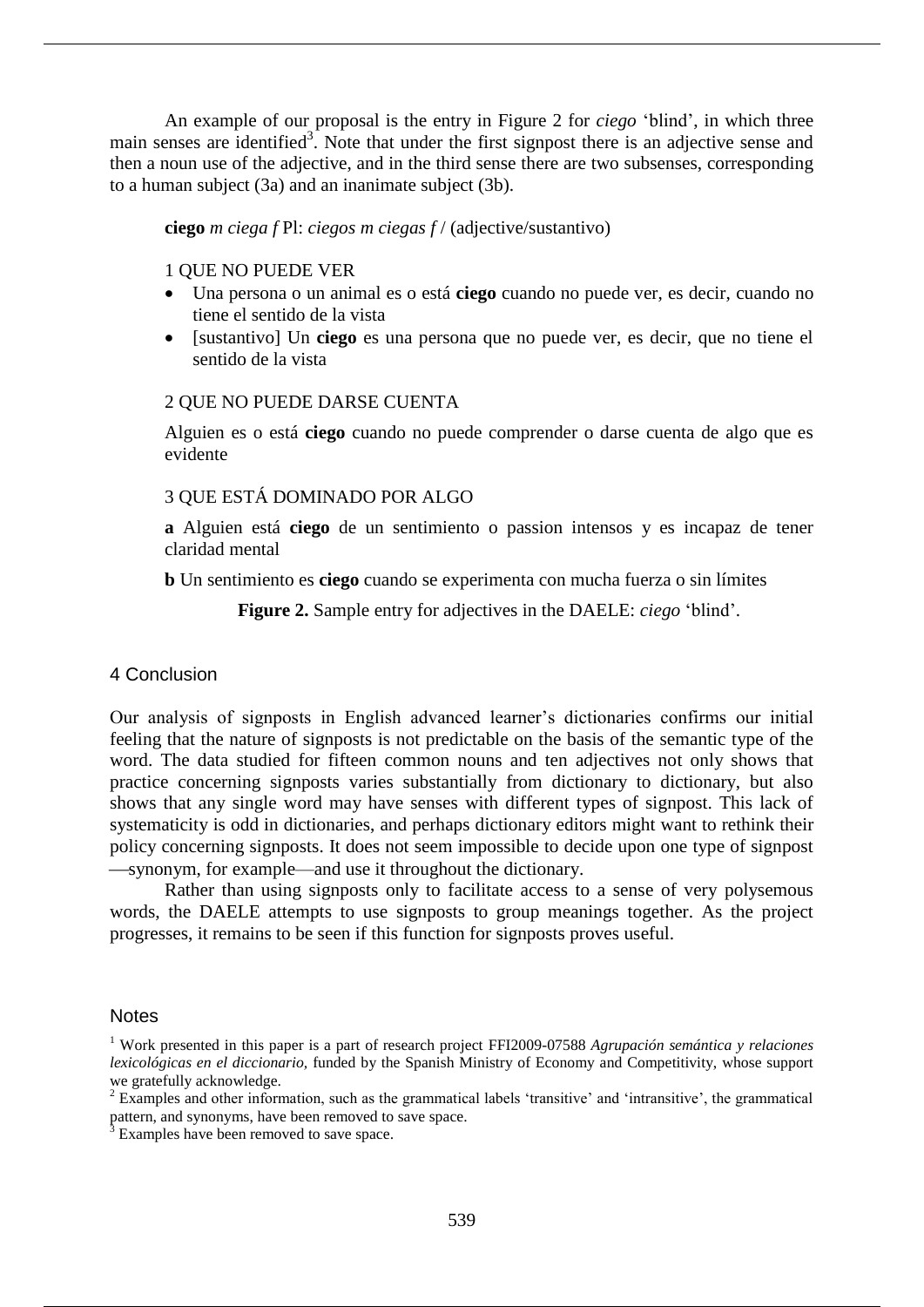An example of our proposal is the entry in Figure 2 for *ciego* 'blind', in which three main senses are identified[3]. Note that under the first signpost there is an adjective sense and then a noun use of the adjective, and in the third sense there are two subsenses, corresponding to a human subject (3a) and an inanimate subject (3b).

> **ciego** *m ciega f* Pl: *ciegos m ciegas f* / (adjective/sustantivo)
>
> 1 QUE NO PUEDE VER
>
> - Una persona o un animal es o está **ciego** cuando no puede ver, es decir, cuando no tiene el sentido de la vista
> - [sustantivo] Un **ciego** es una persona que no puede ver, es decir, que no tiene el sentido de la vista
>
> 2 QUE NO PUEDE DARSE CUENTA
>
> Alguien es o está **ciego** cuando no puede comprender o darse cuenta de algo que es evidente
>
> 3 QUE ESTÁ DOMINADO POR ALGO
>
> **a** Alguien está **ciego** de un sentimiento o passion intensos y es incapaz de tener claridad mental
>
> **b** Un sentimiento es **ciego** cuando se experimenta con mucha fuerza o sin límites

**Figure 2.** Sample entry for adjectives in the DAELE: *ciego* 'blind'.

## 4 Conclusion

Our analysis of signposts in English advanced learner's dictionaries confirms our initial feeling that the nature of signposts is not predictable on the basis of the semantic type of the word. The data studied for fifteen common nouns and ten adjectives not only shows that practice concerning signposts varies substantially from dictionary to dictionary, but also shows that any single word may have senses with different types of signpost. This lack of systematicity is odd in dictionaries, and perhaps dictionary editors might want to rethink their policy concerning signposts. It does not seem impossible to decide upon one type of signpost —synonym, for example—and use it throughout the dictionary.

Rather than using signposts only to facilitate access to a sense of very polysemous words, the DAELE attempts to use signposts to group meanings together. As the project progresses, it remains to be seen if this function for signposts proves useful.

## Notes

[1] Work presented in this paper is a part of research project FFI2009-07588 *Agrupación semántica y relaciones lexicológicas en el diccionario*, funded by the Spanish Ministry of Economy and Competitivity, whose support we gratefully acknowledge.

[2] Examples and other information, such as the grammatical labels 'transitive' and 'intransitive', the grammatical pattern, and synonyms, have been removed to save space.

[3] Examples have been removed to save space.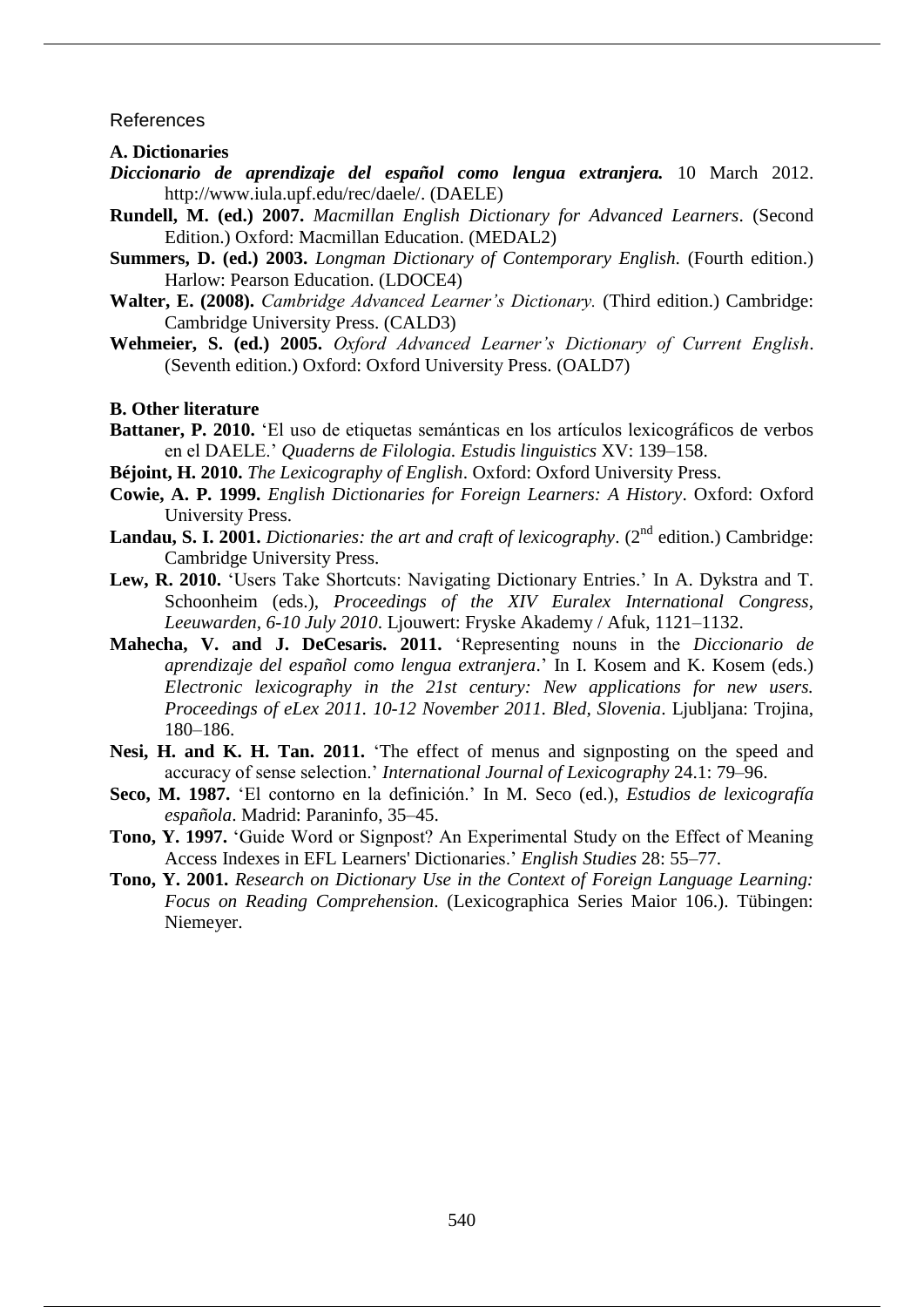# References

## A. Dictionaries

***Diccionario de aprendizaje del español como lengua extranjera.*** 10 March 2012. http://www.iula.upf.edu/rec/daele/. (DAELE)

**Rundell, M. (ed.) 2007.** *Macmillan English Dictionary for Advanced Learners*. (Second Edition.) Oxford: Macmillan Education. (MEDAL2)

**Summers, D. (ed.) 2003.** *Longman Dictionary of Contemporary English*. (Fourth edition.) Harlow: Pearson Education. (LDOCE4)

**Walter, E. (2008).** *Cambridge Advanced Learner's Dictionary.* (Third edition.) Cambridge: Cambridge University Press. (CALD3)

**Wehmeier, S. (ed.) 2005.** *Oxford Advanced Learner's Dictionary of Current English*. (Seventh edition.) Oxford: Oxford University Press. (OALD7)

## B. Other literature

**Battaner, P. 2010.** 'El uso de etiquetas semánticas en los artículos lexicográficos de verbos en el DAELE.' *Quaderns de Filologia. Estudis linguistics* XV: 139–158.

**Béjoint, H. 2010.** *The Lexicography of English*. Oxford: Oxford University Press.

**Cowie, A. P. 1999.** *English Dictionaries for Foreign Learners: A History*. Oxford: Oxford University Press.

**Landau, S. I. 2001.** *Dictionaries: the art and craft of lexicography*. (2nd edition.) Cambridge: Cambridge University Press.

**Lew, R. 2010.** 'Users Take Shortcuts: Navigating Dictionary Entries.' In A. Dykstra and T. Schoonheim (eds.), *Proceedings of the XIV Euralex International Congress, Leeuwarden, 6-10 July 2010*. Ljouwert: Fryske Akademy / Afuk, 1121–1132.

**Mahecha, V. and J. DeCesaris. 2011.** 'Representing nouns in the *Diccionario de aprendizaje del español como lengua extranjera*.' In I. Kosem and K. Kosem (eds.) *Electronic lexicography in the 21st century: New applications for new users. Proceedings of eLex 2011. 10-12 November 2011. Bled, Slovenia*. Ljubljana: Trojina, 180–186.

**Nesi, H. and K. H. Tan. 2011.** 'The effect of menus and signposting on the speed and accuracy of sense selection.' *International Journal of Lexicography* 24.1: 79–96.

**Seco, M. 1987.** 'El contorno en la definición.' In M. Seco (ed.), *Estudios de lexicografía española*. Madrid: Paraninfo, 35–45.

**Tono, Y. 1997.** 'Guide Word or Signpost? An Experimental Study on the Effect of Meaning Access Indexes in EFL Learners' Dictionaries.' *English Studies* 28: 55–77.

**Tono, Y. 2001.** *Research on Dictionary Use in the Context of Foreign Language Learning: Focus on Reading Comprehension*. (Lexicographica Series Maior 106.). Tübingen: Niemeyer.